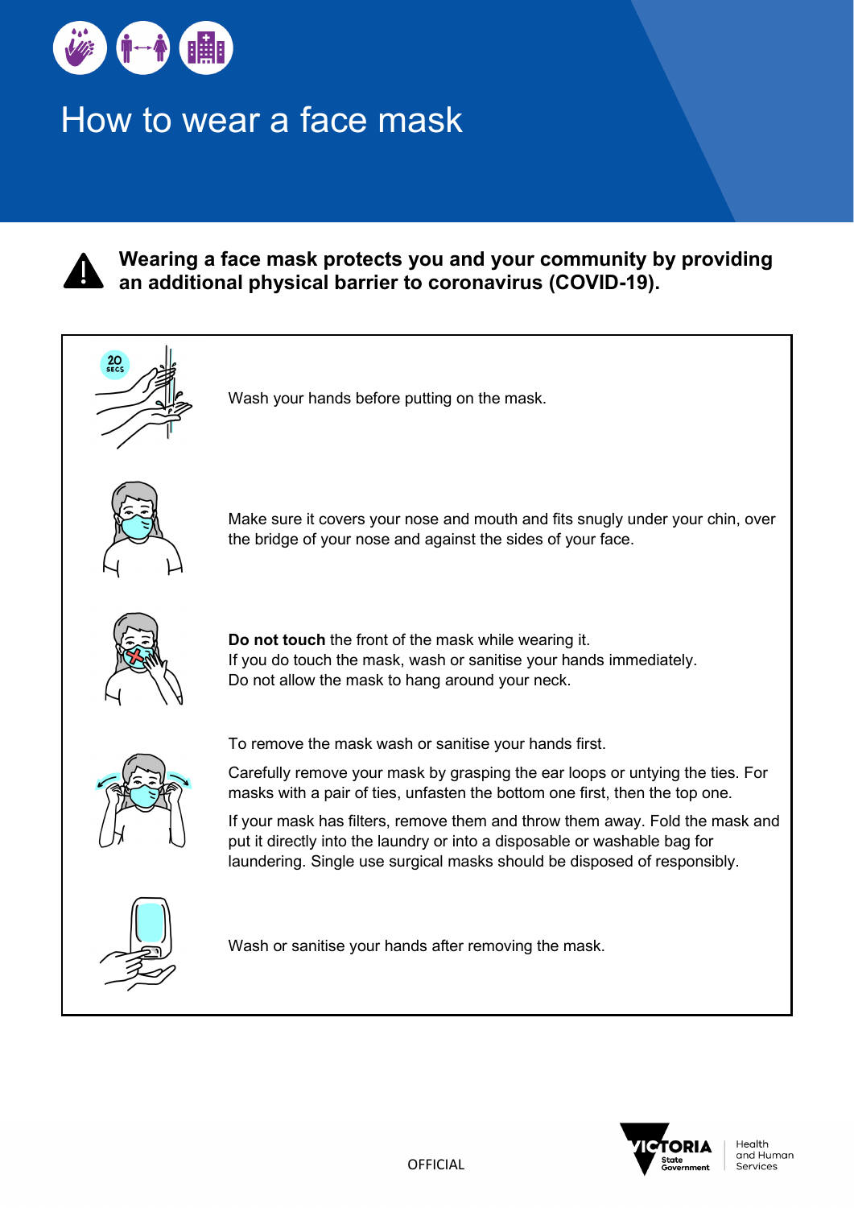# How to wear a face mask

**Wearing a face mask protects you and your community by providing an additional physical barrier to coronavirus (COVID-19).**

Wash your hands before putting on the mask.

Make sure it covers your nose and mouth and fits snugly under your chin, over the bridge of your nose and against the sides of your face.

**Do not touch** the front of the mask while wearing it.
If you do touch the mask, wash or sanitise your hands immediately.
Do not allow the mask to hang around your neck.

To remove the mask wash or sanitise your hands first.

Carefully remove your mask by grasping the ear loops or untying the ties. For masks with a pair of ties, unfasten the bottom one first, then the top one.

If your mask has filters, remove them and throw them away. Fold the mask and put it directly into the laundry or into a disposable or washable bag for laundering. Single use surgical masks should be disposed of responsibly.

Wash or sanitise your hands after removing the mask.

OFFICIAL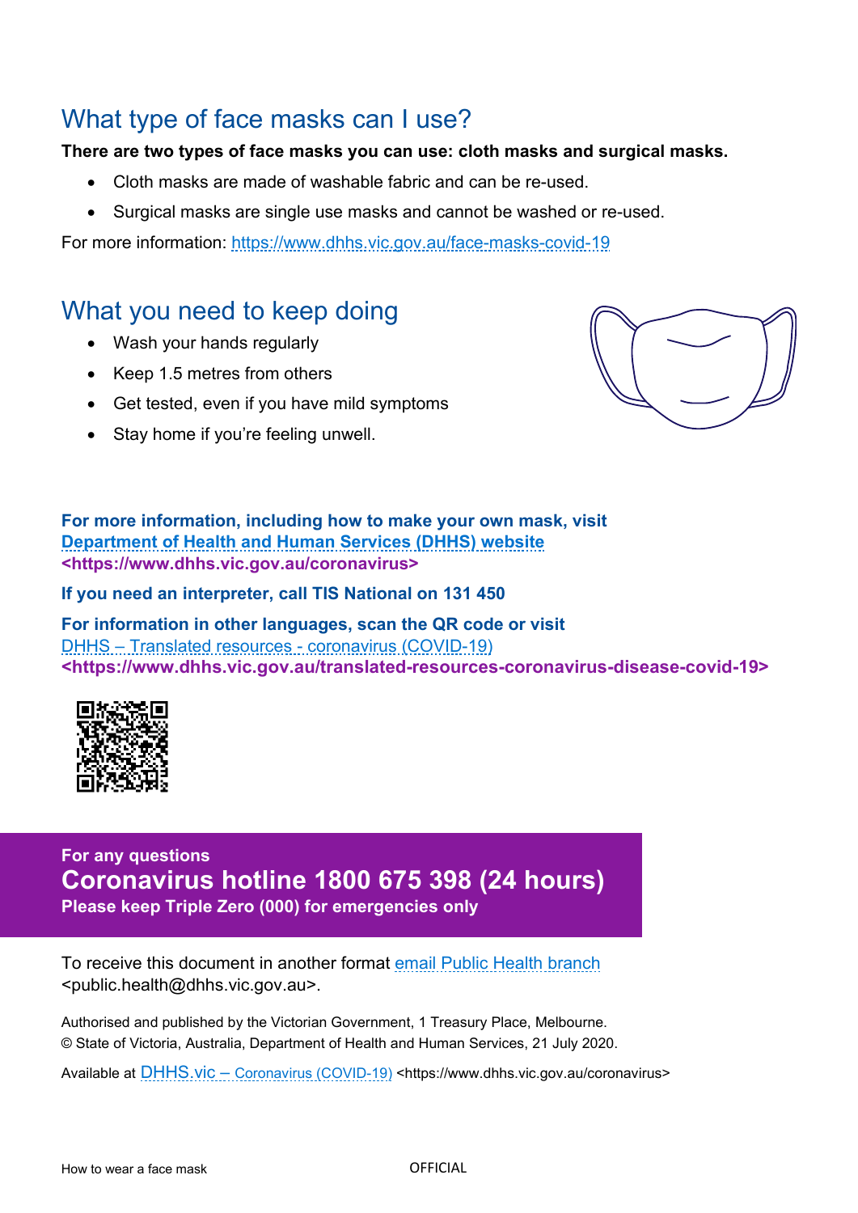## What type of face masks can I use?

**There are two types of face masks you can use: cloth masks and surgical masks.**

- Cloth masks are made of washable fabric and can be re-used.
- Surgical masks are single use masks and cannot be washed or re-used.

For more information: https://www.dhhs.vic.gov.au/face-masks-covid-19

## What you need to keep doing

- Wash your hands regularly
- Keep 1.5 metres from others
- Get tested, even if you have mild symptoms
- Stay home if you're feeling unwell.

**For more information, including how to make your own mask, visit Department of Health and Human Services (DHHS) website <https://www.dhhs.vic.gov.au/coronavirus>**

**If you need an interpreter, call TIS National on 131 450**

**For information in other languages, scan the QR code or visit** DHHS – Translated resources - coronavirus (COVID-19) **<https://www.dhhs.vic.gov.au/translated-resources-coronavirus-disease-covid-19>**

**For any questions**

**Coronavirus hotline 1800 675 398 (24 hours)**

**Please keep Triple Zero (000) for emergencies only**

To receive this document in another format email Public Health branch <public.health@dhhs.vic.gov.au>.

Authorised and published by the Victorian Government, 1 Treasury Place, Melbourne.
© State of Victoria, Australia, Department of Health and Human Services, 21 July 2020.

Available at DHHS.vic – Coronavirus (COVID-19) <https://www.dhhs.vic.gov.au/coronavirus>